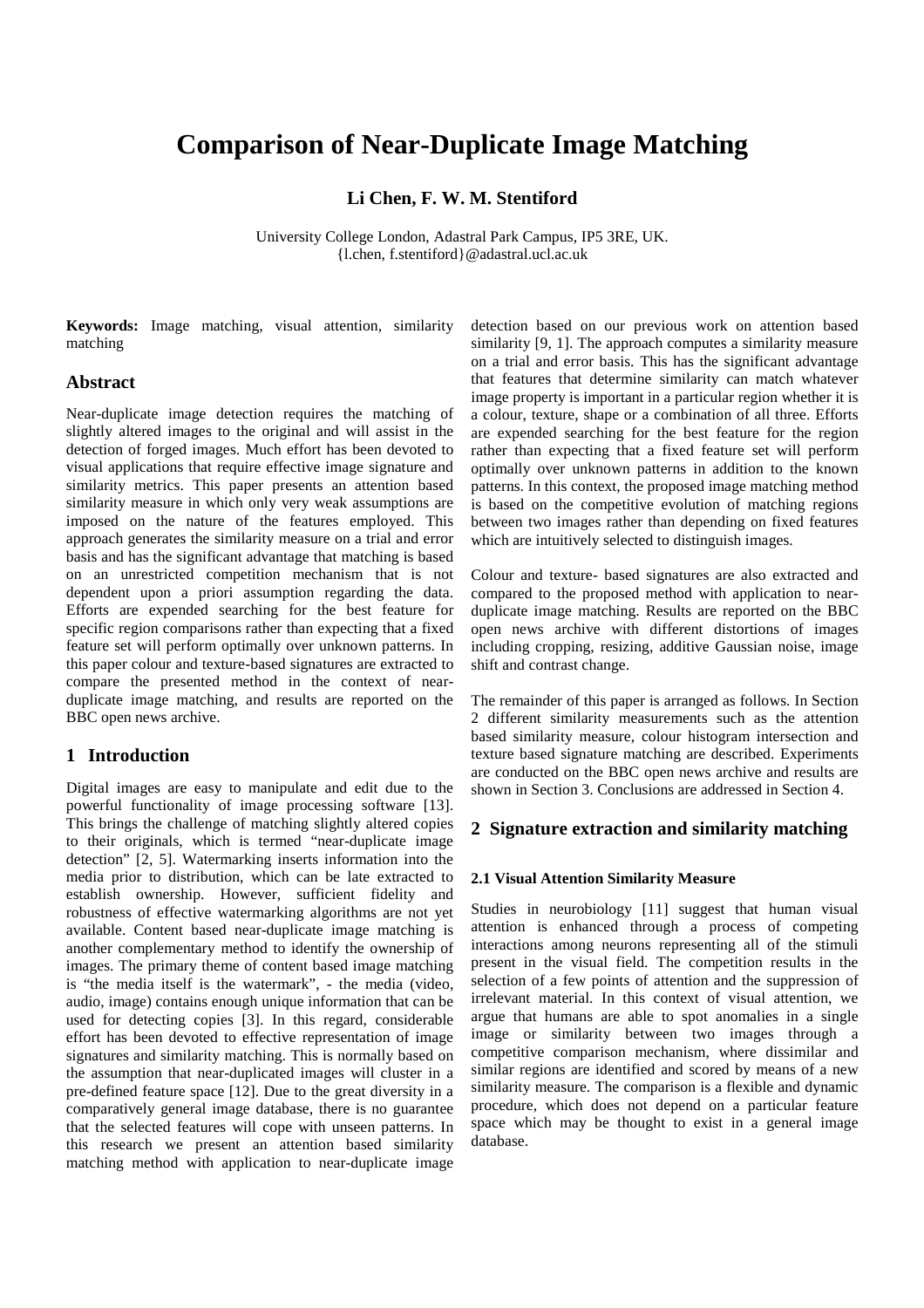# Comparison of Near-Duplicate Image Matching

**Li Chen, F. W. M. Stentiford**

University College London, Adastral Park Campus, IP5 3RE, UK.
{l.chen, f.stentiford}@adastral.ucl.ac.uk

**Keywords:** Image matching, visual attention, similarity matching

## Abstract

Near-duplicate image detection requires the matching of slightly altered images to the original and will assist in the detection of forged images. Much effort has been devoted to visual applications that require effective image signature and similarity metrics. This paper presents an attention based similarity measure in which only very weak assumptions are imposed on the nature of the features employed. This approach generates the similarity measure on a trial and error basis and has the significant advantage that matching is based on an unrestricted competition mechanism that is not dependent upon a priori assumption regarding the data. Efforts are expended searching for the best feature for specific region comparisons rather than expecting that a fixed feature set will perform optimally over unknown patterns. In this paper colour and texture-based signatures are extracted to compare the presented method in the context of near-duplicate image matching, and results are reported on the BBC open news archive.

## 1 Introduction

Digital images are easy to manipulate and edit due to the powerful functionality of image processing software [13]. This brings the challenge of matching slightly altered copies to their originals, which is termed "near-duplicate image detection" [2, 5]. Watermarking inserts information into the media prior to distribution, which can be late extracted to establish ownership. However, sufficient fidelity and robustness of effective watermarking algorithms are not yet available. Content based near-duplicate image matching is another complementary method to identify the ownership of images. The primary theme of content based image matching is "the media itself is the watermark", - the media (video, audio, image) contains enough unique information that can be used for detecting copies [3]. In this regard, considerable effort has been devoted to effective representation of image signatures and similarity matching. This is normally based on the assumption that near-duplicated images will cluster in a pre-defined feature space [12]. Due to the great diversity in a comparatively general image database, there is no guarantee that the selected features will cope with unseen patterns. In this research we present an attention based similarity matching method with application to near-duplicate image detection based on our previous work on attention based similarity [9, 1]. The approach computes a similarity measure on a trial and error basis. This has the significant advantage that features that determine similarity can match whatever image property is important in a particular region whether it is a colour, texture, shape or a combination of all three. Efforts are expended searching for the best feature for the region rather than expecting that a fixed feature set will perform optimally over unknown patterns in addition to the known patterns. In this context, the proposed image matching method is based on the competitive evolution of matching regions between two images rather than depending on fixed features which are intuitively selected to distinguish images.

Colour and texture- based signatures are also extracted and compared to the proposed method with application to near-duplicate image matching. Results are reported on the BBC open news archive with different distortions of images including cropping, resizing, additive Gaussian noise, image shift and contrast change.

The remainder of this paper is arranged as follows. In Section 2 different similarity measurements such as the attention based similarity measure, colour histogram intersection and texture based signature matching are described. Experiments are conducted on the BBC open news archive and results are shown in Section 3. Conclusions are addressed in Section 4.

## 2 Signature extraction and similarity matching

### 2.1 Visual Attention Similarity Measure

Studies in neurobiology [11] suggest that human visual attention is enhanced through a process of competing interactions among neurons representing all of the stimuli present in the visual field. The competition results in the selection of a few points of attention and the suppression of irrelevant material. In this context of visual attention, we argue that humans are able to spot anomalies in a single image or similarity between two images through a competitive comparison mechanism, where dissimilar and similar regions are identified and scored by means of a new similarity measure. The comparison is a flexible and dynamic procedure, which does not depend on a particular feature space which may be thought to exist in a general image database.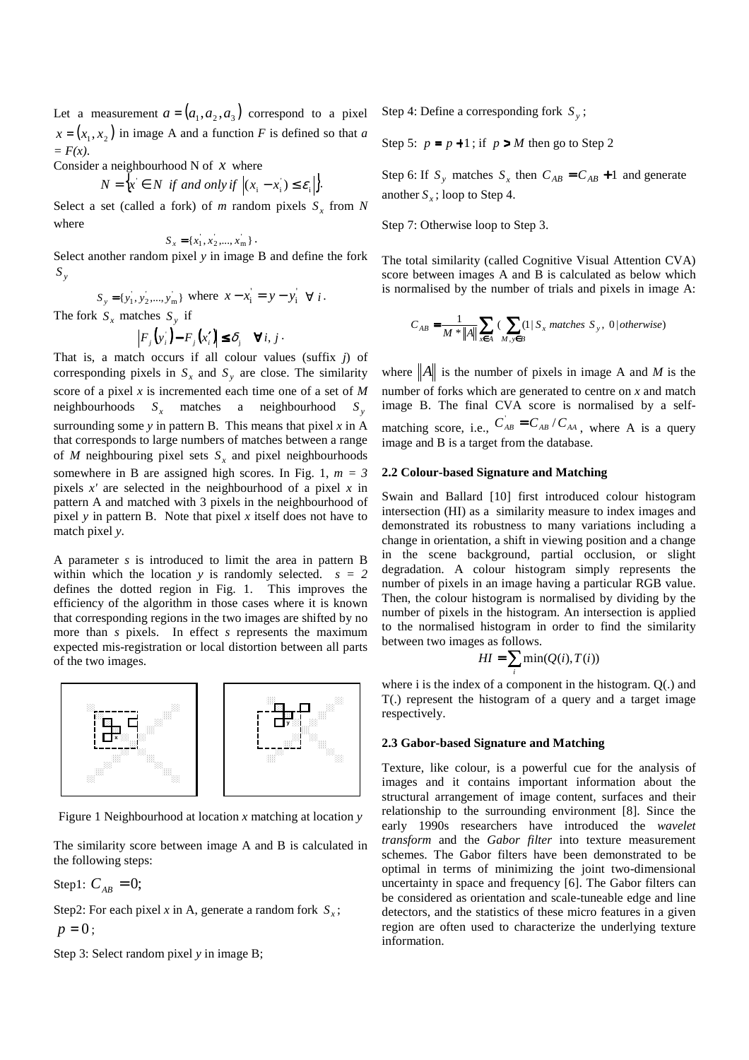Let a measurement $a = (a_1, a_2, a_3)$ correspond to a pixel $x = (x_1, x_2)$ in image A and a function $F$ is defined so that $a = F(x)$.

Consider a neighbourhood N of $x$ where

$$N = \{x' \in N \;\; if \; and \; only \; if \;\; |(x_i - x_i')| \le \varepsilon_i|\}.$$

Select a set (called a fork) of $m$ random pixels $S_x$ from $N$ where

$$S_x = \{x_1', x_2', ..., x_m'\}.$$

Select another random pixel $y$ in image B and define the fork $S_y$

$$S_y = \{y_1', y_2', ..., y_m'\} \text{ where } x - x_i' = y - y_i' \;\; \forall \; i.$$

The fork $S_x$ matches $S_y$ if

$$\left|F_j(y_i') - F_j(x_i')\right| \le \delta_j \quad \forall \, i, j.$$

That is, a match occurs if all colour values (suffix $j$) of corresponding pixels in $S_x$ and $S_y$ are close. The similarity score of a pixel $x$ is incremented each time one of a set of $M$ neighbourhoods $S_x$ matches a neighbourhood $S_y$ surrounding some $y$ in pattern B. This means that pixel $x$ in A that corresponds to large numbers of matches between a range of $M$ neighbouring pixel sets $S_x$ and pixel neighbourhoods somewhere in B are assigned high scores. In Fig. 1, $m = 3$ pixels $x'$ are selected in the neighbourhood of a pixel $x$ in pattern A and matched with 3 pixels in the neighbourhood of pixel $y$ in pattern B. Note that pixel $x$ itself does not have to match pixel $y$.

A parameter $s$ is introduced to limit the area in pattern B within which the location $y$ is randomly selected. $s = 2$ defines the dotted region in Fig. 1. This improves the efficiency of the algorithm in those cases where it is known that corresponding regions in the two images are shifted by no more than $s$ pixels. In effect $s$ represents the maximum expected mis-registration or local distortion between all parts of the two images.

Figure 1 Neighbourhood at location $x$ matching at location $y$

The similarity score between image A and B is calculated in the following steps:

Step1: $C_{AB} = 0$;

Step2: For each pixel $x$ in A, generate a random fork $S_x$; $p = 0$;

Step 3: Select random pixel $y$ in image B;

Step 4: Define a corresponding fork $S_y$;

Step 5: $p = p + 1$; if $p > M$ then go to Step 2

Step 6: If $S_y$ matches $S_x$ then $C_{AB} = C_{AB} + 1$ and generate another $S_x$; loop to Step 4.

Step 7: Otherwise loop to Step 3.

The total similarity (called Cognitive Visual Attention CVA) score between images A and B is calculated as below which is normalised by the number of trials and pixels in image A:

$$C_{AB} = \frac{1}{M * \|A\|} \sum_{x \in A} \Big( \sum_{M, y \in B} (1 \,|\, S_x \text{ matches } S_y, \; 0 \,|\, otherwise) \Big)$$

where $\|A\|$ is the number of pixels in image A and $M$ is the number of forks which are generated to centre on $x$ and match image B. The final CVA score is normalised by a self-matching score, i.e., $C_{AB}' = C_{AB} / C_{AA}$, where A is a query image and B is a target from the database.

### 2.2 Colour-based Signature and Matching

Swain and Ballard [10] first introduced colour histogram intersection (HI) as a similarity measure to index images and demonstrated its robustness to many variations including a change in orientation, a shift in viewing position and a change in the scene background, partial occlusion, or slight degradation. A colour histogram simply represents the number of pixels in an image having a particular RGB value. Then, the colour histogram is normalised by dividing by the number of pixels in the histogram. An intersection is applied to the normalised histogram in order to find the similarity between two images as follows.

$$HI = \sum_i \min(Q(i), T(i))$$

where i is the index of a component in the histogram. Q(.) and T(.) represent the histogram of a query and a target image respectively.

### 2.3 Gabor-based Signature and Matching

Texture, like colour, is a powerful cue for the analysis of images and it contains important information about the structural arrangement of image content, surfaces and their relationship to the surrounding environment [8]. Since the early 1990s researchers have introduced the *wavelet transform* and the *Gabor filter* into texture measurement schemes. The Gabor filters have been demonstrated to be optimal in terms of minimizing the joint two-dimensional uncertainty in space and frequency [6]. The Gabor filters can be considered as orientation and scale-tuneable edge and line detectors, and the statistics of these micro features in a given region are often used to characterize the underlying texture information.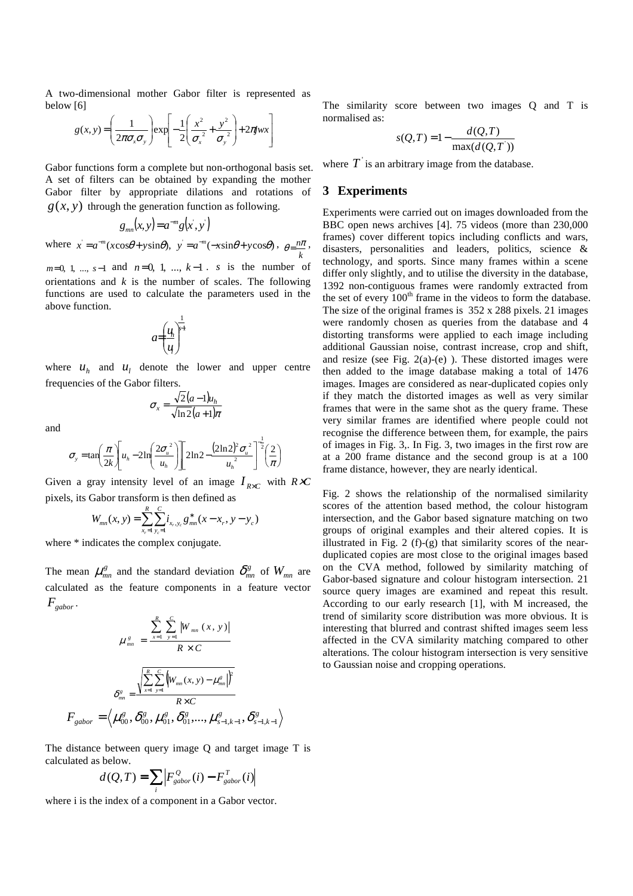A two-dimensional mother Gabor filter is represented as below [6]

$$g(x,y) = \left(\frac{1}{2\pi\sigma_x\sigma_y}\right)\exp\left[-\frac{1}{2}\left(\frac{x^2}{\sigma_x{}^2}+\frac{y^2}{\sigma_y{}^2}\right)+2\pi jwx\right]$$

Gabor functions form a complete but non-orthogonal basis set. A set of filters can be obtained by expanding the mother Gabor filter by appropriate dilations and rotations of $g(x,y)$ through the generation function as following.

$$g_{mn}(x,y) = a^{-m} g(x^{'}, y^{'})$$

where $x^{'} = a^{-m}(x\cos\theta + y\sin\theta)$, $y^{'} = a^{-m}(-x\sin\theta + y\cos\theta)$, $\theta = \frac{n\pi}{k}$, $m = 0, 1, ..., s-1$ and $n = 0, 1, ..., k-1$. $s$ is the number of orientations and $k$ is the number of scales. The following functions are used to calculate the parameters used in the above function.

$$a = \left(\frac{u_h}{u_l}\right)^{\frac{1}{s-1}}$$

where $u_h$ and $u_l$ denote the lower and upper centre frequencies of the Gabor filters.

$$\sigma_x = \frac{\sqrt{2}(a-1)u_h}{\sqrt{\ln 2}(a+1)\pi}$$

and

$$\sigma_y = \tan\left(\frac{\pi}{2k}\right)\left[u_h - 2\ln\left(\frac{2\sigma_u{}^2}{u_h}\right)\right]\left[2\ln 2 - \frac{(2\ln 2)^2\sigma_u{}^2}{u_h{}^2}\right]^{-\frac{1}{2}}\left(\frac{2}{\pi}\right)$$

Given a gray intensity level of an image $I_{R\times C}$ with $R\times C$ pixels, its Gabor transform is then defined as

$$W_{mn}(x,y) = \sum_{x_r=1}^{R}\sum_{y_c=1}^{C} i_{x_r,y_c}\, g^*_{mn}(x - x_r, y - y_c)$$

where * indicates the complex conjugate.

The mean $\mu^g_{mn}$ and the standard deviation $\delta^g_{mn}$ of $W_{mn}$ are calculated as the feature components in a feature vector $F_{gabor}$.

$$\mu^g_{mn} = \frac{\sum_{x=1}^{R}\sum_{y=1}^{C}|W_{mn}(x,y)|}{R\times C}$$

$$\delta^g_{mn} = \frac{\sqrt{\sum_{x=1}^{R}\sum_{y=1}^{C}\left(|W_{mn}(x,y) - \mu^g_{mn}|\right)^2}}{R\times C}$$

$$F_{gabor} = \left\langle \mu^g_{00}, \delta^g_{00}, \mu^g_{01}, \delta^g_{01}, ..., \mu^g_{s-1,k-1}, \delta^g_{s-1,k-1} \right\rangle$$

The distance between query image Q and target image T is calculated as below.

$$d(Q,T) = \sum_i \left|F^Q_{gabor}(i) - F^T_{gabor}(i)\right|$$

where i is the index of a component in a Gabor vector.

The similarity score between two images Q and T is normalised as:

$$s(Q,T) = 1 - \frac{d(Q,T)}{\max(d(Q,T^{'}))}$$

where $T^{'}$ is an arbitrary image from the database.

## 3 Experiments

Experiments were carried out on images downloaded from the BBC open news archives [4]. 75 videos (more than 230,000 frames) cover different topics including conflicts and wars, disasters, personalities and leaders, politics, science & technology, and sports. Since many frames within a scene differ only slightly, and to utilise the diversity in the database, 1392 non-contiguous frames were randomly extracted from the set of every 100th frame in the videos to form the database. The size of the original frames is 352 x 288 pixels. 21 images were randomly chosen as queries from the database and 4 distorting transforms were applied to each image including additional Gaussian noise, contrast increase, crop and shift, and resize (see Fig. 2(a)-(e) ). These distorted images were then added to the image database making a total of 1476 images. Images are considered as near-duplicated copies only if they match the distorted images as well as very similar frames that were in the same shot as the query frame. These very similar frames are identified where people could not recognise the difference between them, for example, the pairs of images in Fig. 3,. In Fig. 3, two images in the first row are at a 200 frame distance and the second group is at a 100 frame distance, however, they are nearly identical.

Fig. 2 shows the relationship of the normalised similarity scores of the attention based method, the colour histogram intersection, and the Gabor based signature matching on two groups of original examples and their altered copies. It is illustrated in Fig. 2 (f)-(g) that similarity scores of the near-duplicated copies are most close to the original images based on the CVA method, followed by similarity matching of Gabor-based signature and colour histogram intersection. 21 source query images are examined and repeat this result. According to our early research [1], with M increased, the trend of similarity score distribution was more obvious. It is interesting that blurred and contrast shifted images seem less affected in the CVA similarity matching compared to other alterations. The colour histogram intersection is very sensitive to Gaussian noise and cropping operations.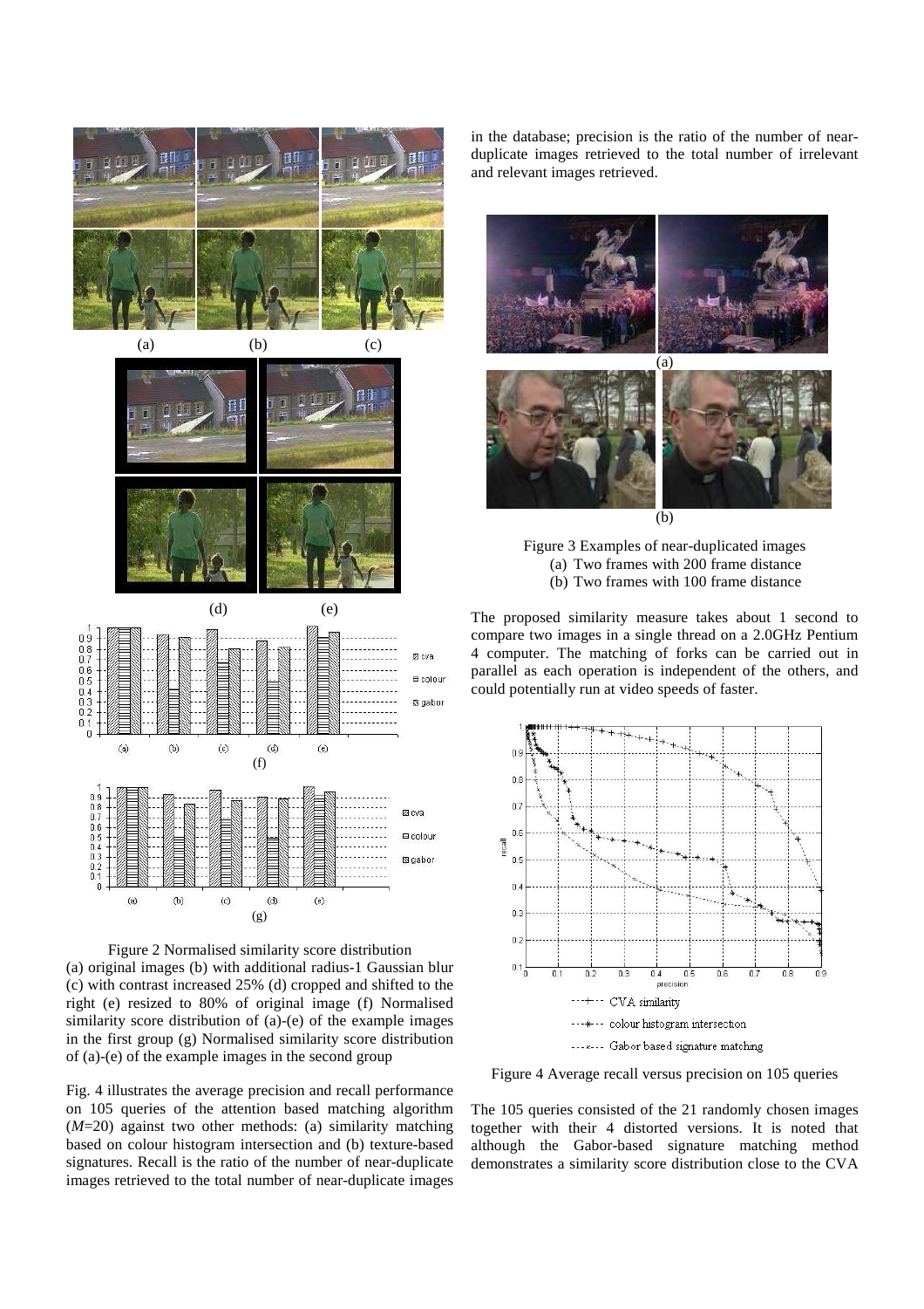Figure 2 Normalised similarity score distribution
(a) original images (b) with additional radius-1 Gaussian blur (c) with contrast increased 25% (d) cropped and shifted to the right (e) resized to 80% of original image (f) Normalised similarity score distribution of (a)-(e) of the example images in the first group (g) Normalised similarity score distribution of (a)-(e) of the example images in the second group

Fig. 4 illustrates the average precision and recall performance on 105 queries of the attention based matching algorithm ($M$=20) against two other methods: (a) similarity matching based on colour histogram intersection and (b) texture-based signatures. Recall is the ratio of the number of near-duplicate images retrieved to the total number of near-duplicate images in the database; precision is the ratio of the number of near-duplicate images retrieved to the total number of irrelevant and relevant images retrieved.

Figure 3 Examples of near-duplicated images
(a) Two frames with 200 frame distance
(b) Two frames with 100 frame distance

The proposed similarity measure takes about 1 second to compare two images in a single thread on a 2.0GHz Pentium 4 computer. The matching of forks can be carried out in parallel as each operation is independent of the others, and could potentially run at video speeds of faster.

Figure 4 Average recall versus precision on 105 queries

The 105 queries consisted of the 21 randomly chosen images together with their 4 distorted versions. It is noted that although the Gabor-based signature matching method demonstrates a similarity score distribution close to the CVA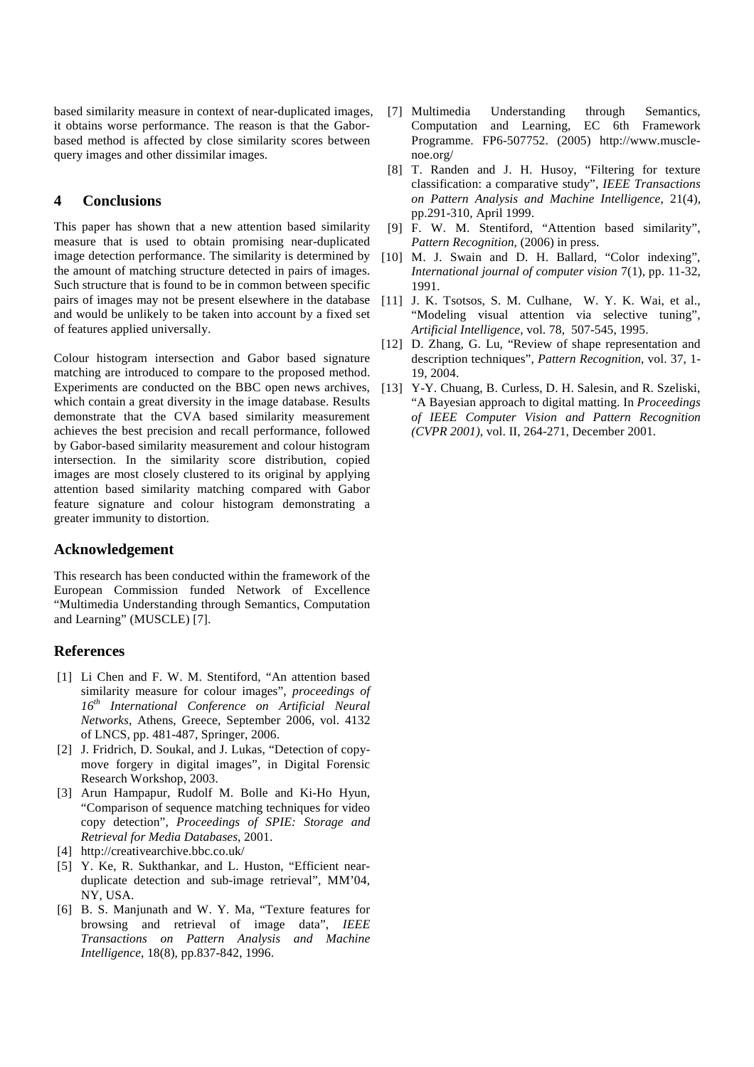based similarity measure in context of near-duplicated images, it obtains worse performance. The reason is that the Gabor-based method is affected by close similarity scores between query images and other dissimilar images.

## 4 Conclusions

This paper has shown that a new attention based similarity measure that is used to obtain promising near-duplicated image detection performance. The similarity is determined by the amount of matching structure detected in pairs of images. Such structure that is found to be in common between specific pairs of images may not be present elsewhere in the database and would be unlikely to be taken into account by a fixed set of features applied universally.

Colour histogram intersection and Gabor based signature matching are introduced to compare to the proposed method. Experiments are conducted on the BBC open news archives, which contain a great diversity in the image database. Results demonstrate that the CVA based similarity measurement achieves the best precision and recall performance, followed by Gabor-based similarity measurement and colour histogram intersection. In the similarity score distribution, copied images are most closely clustered to its original by applying attention based similarity matching compared with Gabor feature signature and colour histogram demonstrating a greater immunity to distortion.

## Acknowledgement

This research has been conducted within the framework of the European Commission funded Network of Excellence "Multimedia Understanding through Semantics, Computation and Learning" (MUSCLE) [7].

## References

[1] Li Chen and F. W. M. Stentiford, "An attention based similarity measure for colour images", *proceedings of 16th International Conference on Artificial Neural Networks*, Athens, Greece, September 2006, vol. 4132 of LNCS, pp. 481-487, Springer, 2006.

[2] J. Fridrich, D. Soukal, and J. Lukas, "Detection of copy-move forgery in digital images", in Digital Forensic Research Workshop, 2003.

[3] Arun Hampapur, Rudolf M. Bolle and Ki-Ho Hyun, "Comparison of sequence matching techniques for video copy detection", *Proceedings of SPIE: Storage and Retrieval for Media Databases*, 2001.

[4] http://creativearchive.bbc.co.uk/

[5] Y. Ke, R. Sukthankar, and L. Huston, "Efficient near-duplicate detection and sub-image retrieval", MM'04, NY, USA.

[6] B. S. Manjunath and W. Y. Ma, "Texture features for browsing and retrieval of image data", *IEEE Transactions on Pattern Analysis and Machine Intelligence*, 18(8), pp.837-842, 1996.

[7] Multimedia Understanding through Semantics, Computation and Learning, EC 6th Framework Programme. FP6-507752. (2005) http://www.muscle-noe.org/

[8] T. Randen and J. H. Husoy, "Filtering for texture classification: a comparative study", *IEEE Transactions on Pattern Analysis and Machine Intelligence*, 21(4), pp.291-310, April 1999.

[9] F. W. M. Stentiford, "Attention based similarity", *Pattern Recognition*, (2006) in press.

[10] M. J. Swain and D. H. Ballard, "Color indexing", *International journal of computer vision* 7(1), pp. 11-32, 1991.

[11] J. K. Tsotsos, S. M. Culhane, W. Y. K. Wai, et al., "Modeling visual attention via selective tuning", *Artificial Intelligence*, vol. 78, 507-545, 1995.

[12] D. Zhang, G. Lu, "Review of shape representation and description techniques", *Pattern Recognition*, vol. 37, 1-19, 2004.

[13] Y-Y. Chuang, B. Curless, D. H. Salesin, and R. Szeliski, "A Bayesian approach to digital matting. In *Proceedings of IEEE Computer Vision and Pattern Recognition (CVPR 2001)*, vol. II, 264-271, December 2001.